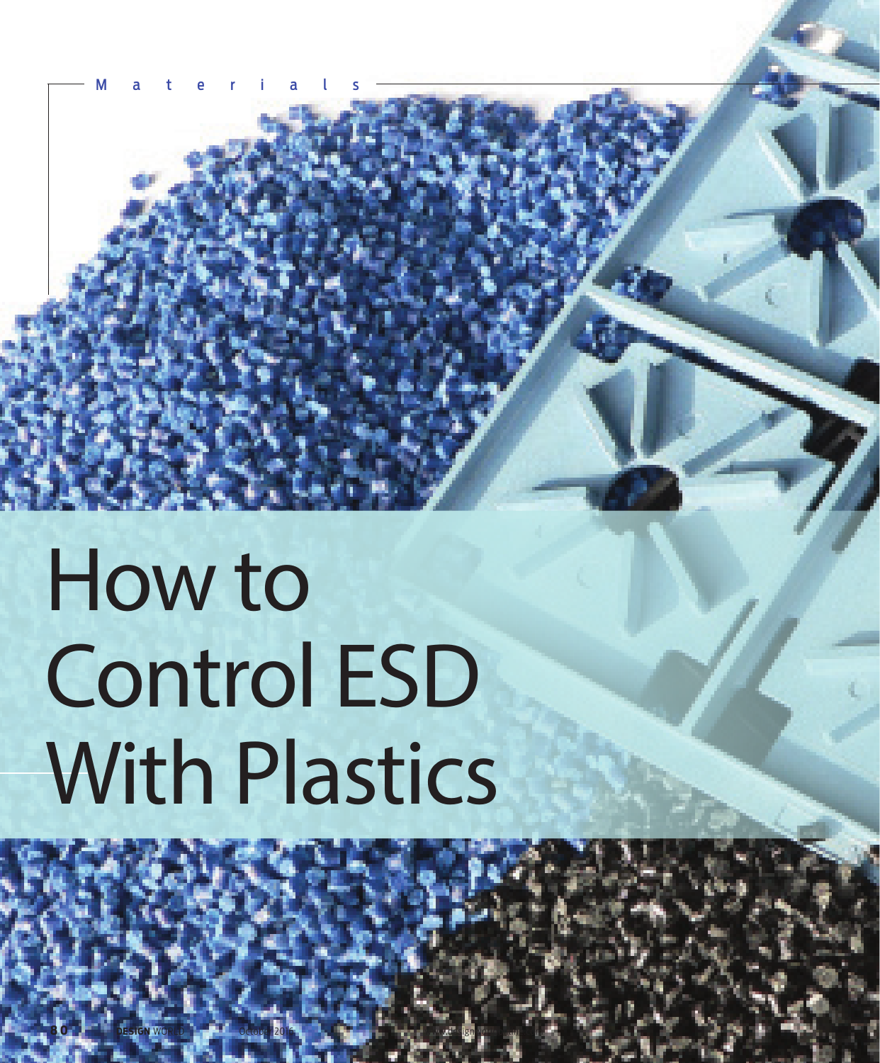Materials

# How to Control ESD With Plastics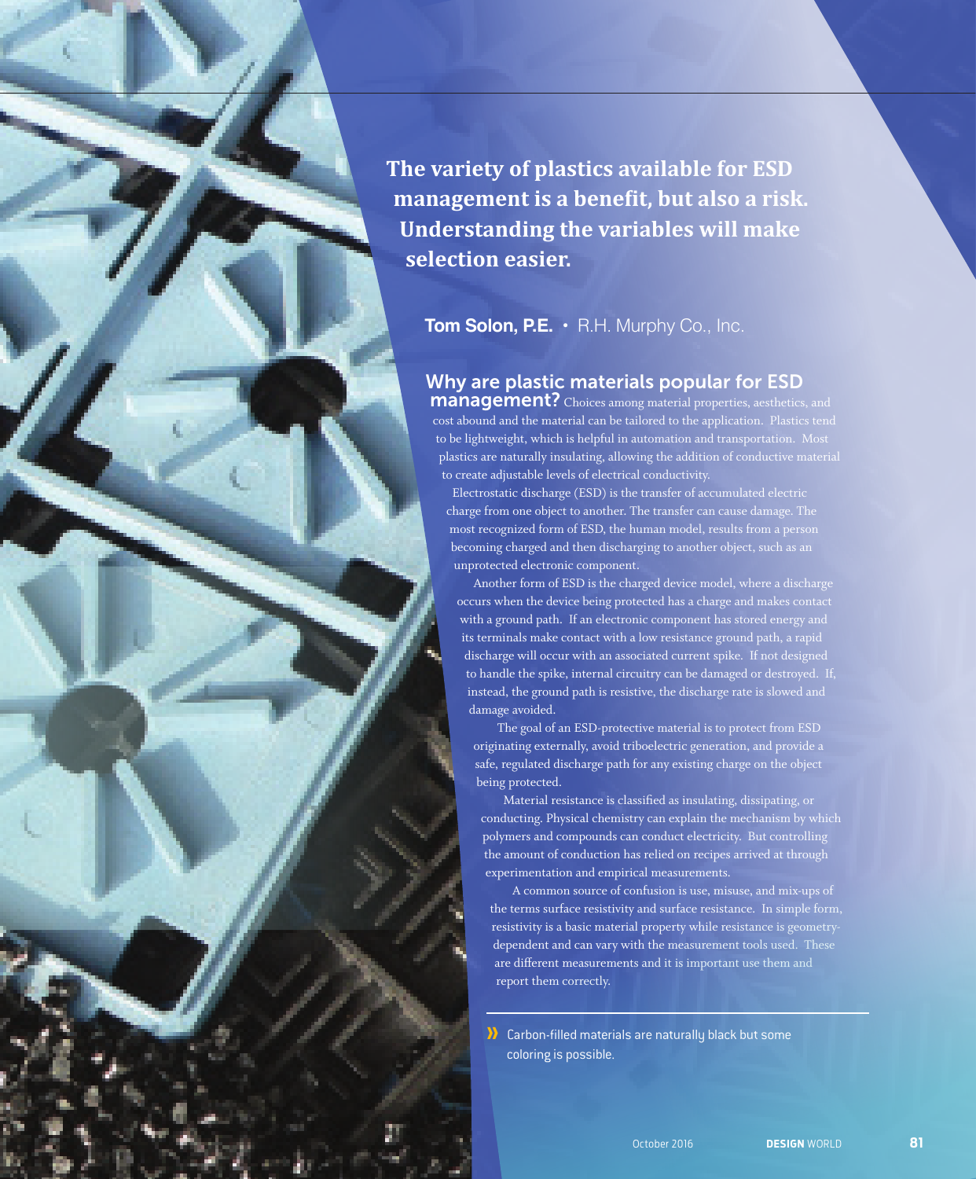**The variety of plastics available for ESD management is a benefit, but also a risk. Understanding the variables will make selection easier.**

**Tom Solon, P.E.** • R.H. Murphy Co., Inc.

**Why are plastic materials popular for ESD management?** Choices among material properties, aesthetics, and cost abound and the material can be tailored to the application. Plastics tend to be lightweight, which is helpful in automation and transportation. Most plastics are naturally insulating, allowing the addition of conductive material to create adjustable levels of electrical conductivity.

Electrostatic discharge (ESD) is the transfer of accumulated electric charge from one object to another. The transfer can cause damage. The most recognized form of ESD, the human model, results from a person becoming charged and then discharging to another object, such as an unprotected electronic component.

Another form of ESD is the charged device model, where a discharge occurs when the device being protected has a charge and makes contact with a ground path. If an electronic component has stored energy and its terminals make contact with a low resistance ground path, a rapid discharge will occur with an associated current spike. If not designed to handle the spike, internal circuitry can be damaged or destroyed. If, instead, the ground path is resistive, the discharge rate is slowed and damage avoided.

The goal of an ESD-protective material is to protect from ESD originating externally, avoid triboelectric generation, and provide a safe, regulated discharge path for any existing charge on the object being protected.

Material resistance is classified as insulating, dissipating, or conducting. Physical chemistry can explain the mechanism by which polymers and compounds can conduct electricity. But controlling the amount of conduction has relied on recipes arrived at through experimentation and empirical measurements.

A common source of confusion is use, misuse, and mix-ups of the terms surface resistivity and surface resistance. In simple form, resistivity is a basic material property while resistance is geometry-dependent and can vary with the measurement tools used. These are different measurements and it is important use them and report them correctly.

» Carbon-filled materials are naturally black but some coloring is possible.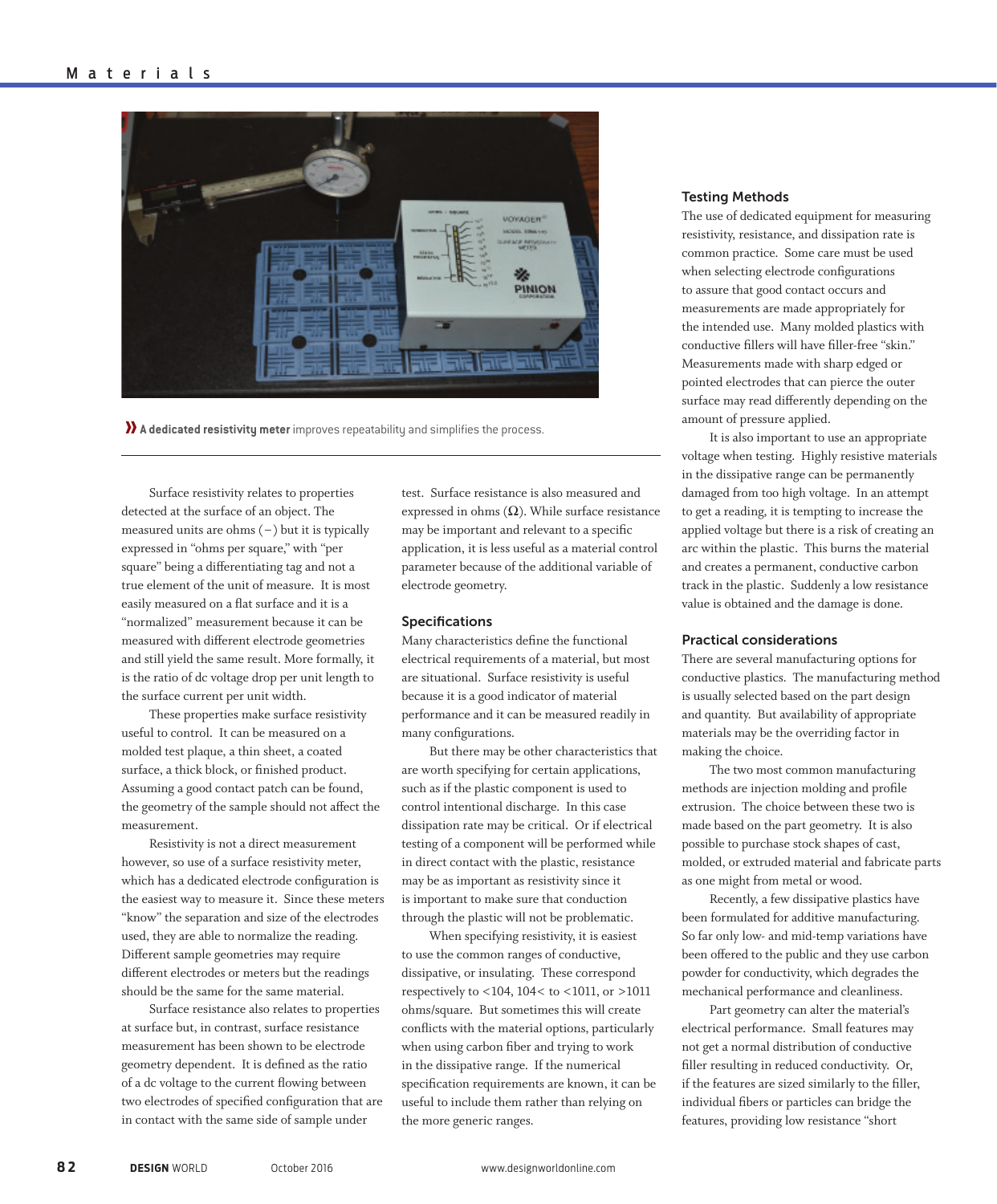**A dedicated resistivity meter** improves repeatability and simplifies the process.

Surface resistivity relates to properties detected at the surface of an object. The measured units are ohms (−) but it is typically expressed in "ohms per square," with "per square" being a differentiating tag and not a true element of the unit of measure. It is most easily measured on a flat surface and it is a "normalized" measurement because it can be measured with different electrode geometries and still yield the same result. More formally, it is the ratio of dc voltage drop per unit length to the surface current per unit width.

These properties make surface resistivity useful to control. It can be measured on a molded test plaque, a thin sheet, a coated surface, a thick block, or finished product. Assuming a good contact patch can be found, the geometry of the sample should not affect the measurement.

Resistivity is not a direct measurement however, so use of a surface resistivity meter, which has a dedicated electrode configuration is the easiest way to measure it. Since these meters "know" the separation and size of the electrodes used, they are able to normalize the reading. Different sample geometries may require different electrodes or meters but the readings should be the same for the same material.

Surface resistance also relates to properties at surface but, in contrast, surface resistance measurement has been shown to be electrode geometry dependent. It is defined as the ratio of a dc voltage to the current flowing between two electrodes of specified configuration that are in contact with the same side of sample under test. Surface resistance is also measured and expressed in ohms (Ω). While surface resistance may be important and relevant to a specific application, it is less useful as a material control parameter because of the additional variable of electrode geometry.

## Specifications

Many characteristics define the functional electrical requirements of a material, but most are situational. Surface resistivity is useful because it is a good indicator of material performance and it can be measured readily in many configurations.

But there may be other characteristics that are worth specifying for certain applications, such as if the plastic component is used to control intentional discharge. In this case dissipation rate may be critical. Or if electrical testing of a component will be performed while in direct contact with the plastic, resistance may be as important as resistivity since it is important to make sure that conduction through the plastic will not be problematic.

When specifying resistivity, it is easiest to use the common ranges of conductive, dissipative, or insulating. These correspond respectively to <104, 104< to <1011, or >1011 ohms/square. But sometimes this will create conflicts with the material options, particularly when using carbon fiber and trying to work in the dissipative range. If the numerical specification requirements are known, it can be useful to include them rather than relying on the more generic ranges.

## Testing Methods

The use of dedicated equipment for measuring resistivity, resistance, and dissipation rate is common practice. Some care must be used when selecting electrode configurations to assure that good contact occurs and measurements are made appropriately for the intended use. Many molded plastics with conductive fillers will have filler-free "skin." Measurements made with sharp edged or pointed electrodes that can pierce the outer surface may read differently depending on the amount of pressure applied.

It is also important to use an appropriate voltage when testing. Highly resistive materials in the dissipative range can be permanently damaged from too high voltage. In an attempt to get a reading, it is tempting to increase the applied voltage but there is a risk of creating an arc within the plastic. This burns the material and creates a permanent, conductive carbon track in the plastic. Suddenly a low resistance value is obtained and the damage is done.

## Practical considerations

There are several manufacturing options for conductive plastics. The manufacturing method is usually selected based on the part design and quantity. But availability of appropriate materials may be the overriding factor in making the choice.

The two most common manufacturing methods are injection molding and profile extrusion. The choice between these two is made based on the part geometry. It is also possible to purchase stock shapes of cast, molded, or extruded material and fabricate parts as one might from metal or wood.

Recently, a few dissipative plastics have been formulated for additive manufacturing. So far only low- and mid-temp variations have been offered to the public and they use carbon powder for conductivity, which degrades the mechanical performance and cleanliness.

Part geometry can alter the material's electrical performance. Small features may not get a normal distribution of conductive filler resulting in reduced conductivity. Or, if the features are sized similarly to the filler, individual fibers or particles can bridge the features, providing low resistance "short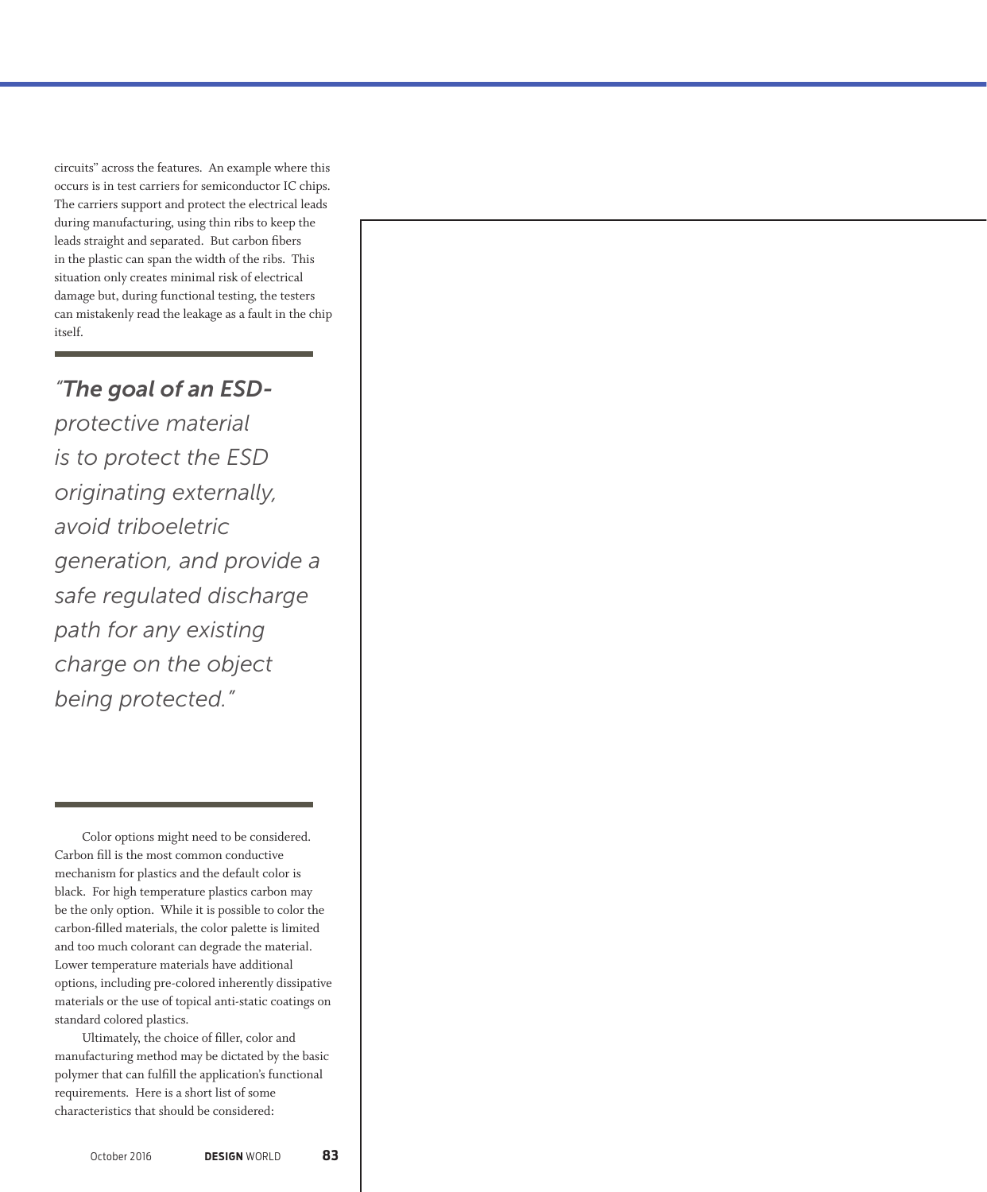circuits" across the features. An example where this occurs is in test carriers for semiconductor IC chips. The carriers support and protect the electrical leads during manufacturing, using thin ribs to keep the leads straight and separated. But carbon fibers in the plastic can span the width of the ribs. This situation only creates minimal risk of electrical damage but, during functional testing, the testers can mistakenly read the leakage as a fault in the chip itself.

> *"**The goal of an ESD-**protective material is to protect the ESD originating externally, avoid triboeletric generation, and provide a safe regulated discharge path for any existing charge on the object being protected."*

Color options might need to be considered. Carbon fill is the most common conductive mechanism for plastics and the default color is black. For high temperature plastics carbon may be the only option. While it is possible to color the carbon-filled materials, the color palette is limited and too much colorant can degrade the material. Lower temperature materials have additional options, including pre-colored inherently dissipative materials or the use of topical anti-static coatings on standard colored plastics.

Ultimately, the choice of filler, color and manufacturing method may be dictated by the basic polymer that can fulfill the application's functional requirements. Here is a short list of some characteristics that should be considered: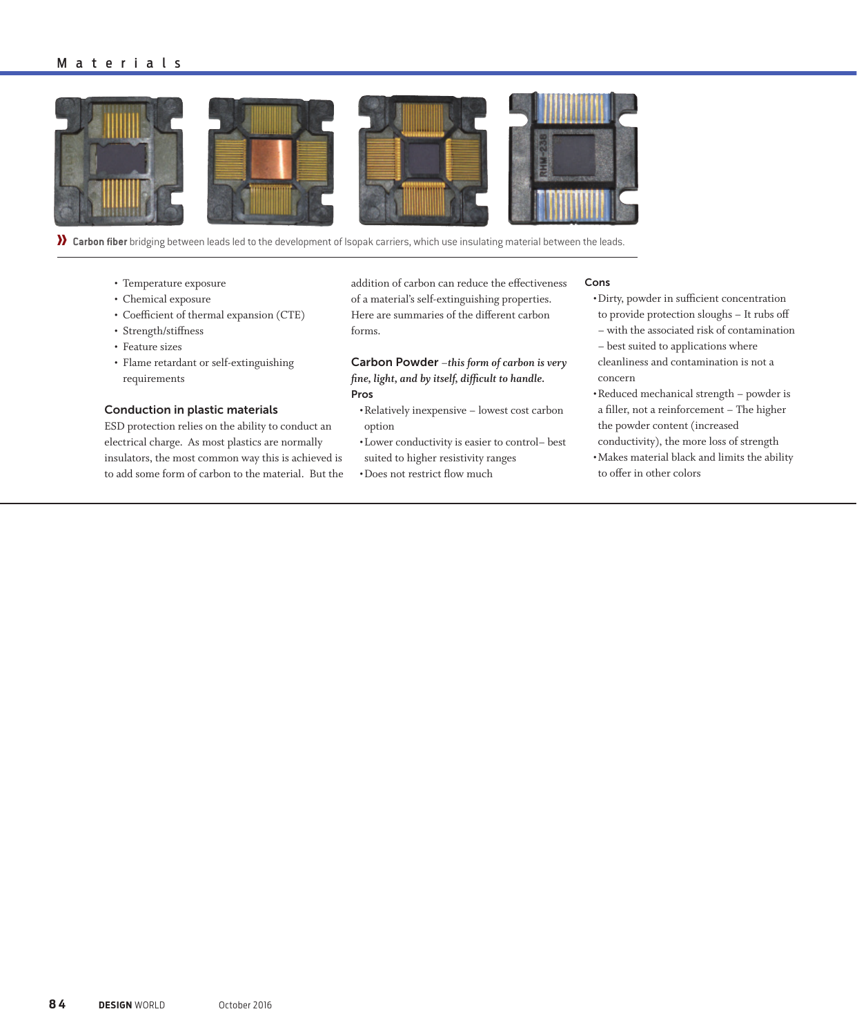» **Carbon fiber** bridging between leads led to the development of Isopak carriers, which use insulating material between the leads.

- Temperature exposure
- Chemical exposure
- Coefficient of thermal expansion (CTE)
- Strength/stiffness
- Feature sizes
- Flame retardant or self-extinguishing requirements

## Conduction in plastic materials

ESD protection relies on the ability to conduct an electrical charge. As most plastics are normally insulators, the most common way this is achieved is to add some form of carbon to the material. But the addition of carbon can reduce the effectiveness of a material's self-extinguishing properties. Here are summaries of the different carbon forms.

## Carbon Powder

*–this form of carbon is very fine, light, and by itself, difficult to handle.*

**Pros**

- Relatively inexpensive – lowest cost carbon option
- Lower conductivity is easier to control– best suited to higher resistivity ranges
- Does not restrict flow much

**Cons**

- Dirty, powder in sufficient concentration to provide protection sloughs – It rubs off – with the associated risk of contamination – best suited to applications where cleanliness and contamination is not a concern
- Reduced mechanical strength – powder is a filler, not a reinforcement – The higher the powder content (increased conductivity), the more loss of strength
- Makes material black and limits the ability to offer in other colors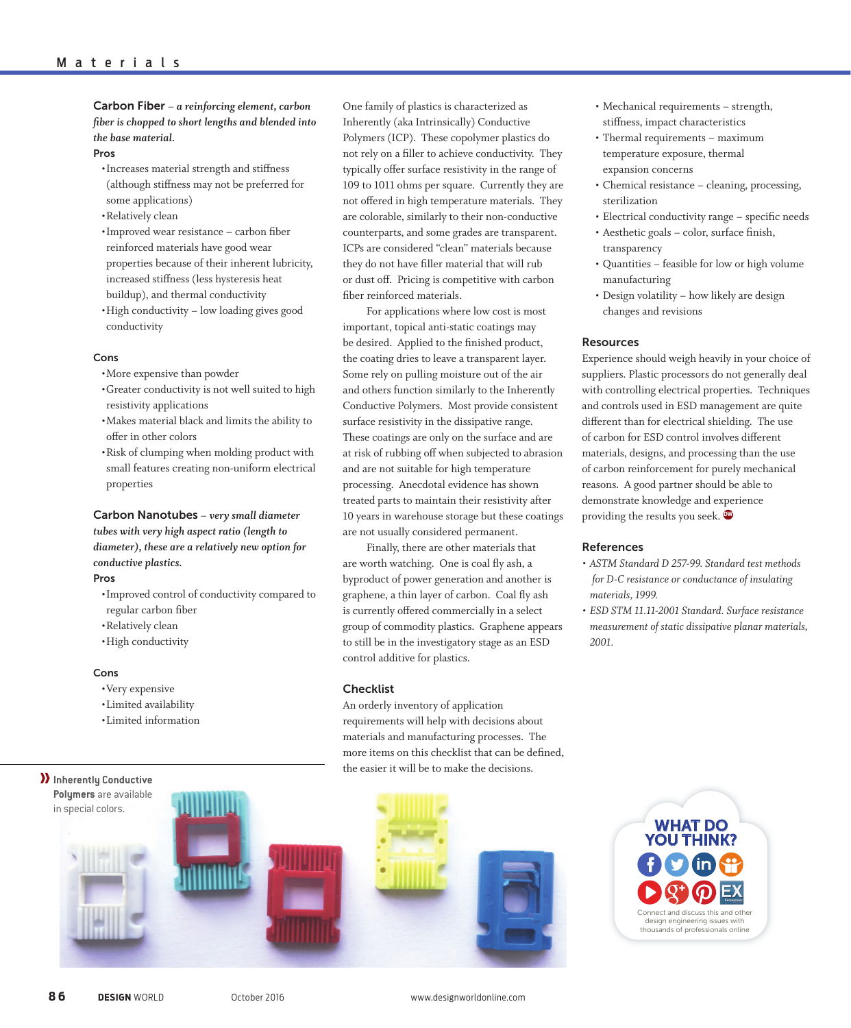### Carbon Fiber – *a reinforcing element, carbon fiber is chopped to short lengths and blended into the base material.*

**Pros**

- Increases material strength and stiffness (although stiffness may not be preferred for some applications)
- Relatively clean
- Improved wear resistance – carbon fiber reinforced materials have good wear properties because of their inherent lubricity, increased stiffness (less hysteresis heat buildup), and thermal conductivity
- High conductivity – low loading gives good conductivity

**Cons**

- More expensive than powder
- Greater conductivity is not well suited to high resistivity applications
- Makes material black and limits the ability to offer in other colors
- Risk of clumping when molding product with small features creating non-uniform electrical properties

### Carbon Nanotubes – *very small diameter tubes with very high aspect ratio (length to diameter), these are a relatively new option for conductive plastics.*

**Pros**

- Improved control of conductivity compared to regular carbon fiber
- Relatively clean
- High conductivity

**Cons**

- Very expensive
- Limited availability
- Limited information

One family of plastics is characterized as Inherently (aka Intrinsically) Conductive Polymers (ICP). These copolymer plastics do not rely on a filler to achieve conductivity. They typically offer surface resistivity in the range of $10^9$ to $10^{11}$ ohms per square. Currently they are not offered in high temperature materials. They are colorable, similarly to their non-conductive counterparts, and some grades are transparent. ICPs are considered "clean" materials because they do not have filler material that will rub or dust off. Pricing is competitive with carbon fiber reinforced materials.

For applications where low cost is most important, topical anti-static coatings may be desired. Applied to the finished product, the coating dries to leave a transparent layer. Some rely on pulling moisture out of the air and others function similarly to the Inherently Conductive Polymers. Most provide consistent surface resistivity in the dissipative range. These coatings are only on the surface and are at risk of rubbing off when subjected to abrasion and are not suitable for high temperature processing. Anecdotal evidence has shown treated parts to maintain their resistivity after 10 years in warehouse storage but these coatings are not usually considered permanent.

Finally, there are other materials that are worth watching. One is coal fly ash, a byproduct of power generation and another is graphene, a thin layer of carbon. Coal fly ash is currently offered commercially in a select group of commodity plastics. Graphene appears to still be in the investigatory stage as an ESD control additive for plastics.

## Checklist

An orderly inventory of application requirements will help with decisions about materials and manufacturing processes. The more items on this checklist that can be defined, the easier it will be to make the decisions.

- Mechanical requirements – strength, stiffness, impact characteristics
- Thermal requirements – maximum temperature exposure, thermal expansion concerns
- Chemical resistance – cleaning, processing, sterilization
- Electrical conductivity range – specific needs
- Aesthetic goals – color, surface finish, transparency
- Quantities – feasible for low or high volume manufacturing
- Design volatility – how likely are design changes and revisions

## Resources

Experience should weigh heavily in your choice of suppliers. Plastic processors do not generally deal with controlling electrical properties. Techniques and controls used in ESD management are quite different than for electrical shielding. The use of carbon for ESD control involves different materials, designs, and processing than the use of carbon reinforcement for purely mechanical reasons. A good partner should be able to demonstrate knowledge and experience providing the results you seek.

## References

- *ASTM Standard D 257-99. Standard test methods for D-C resistance or conductance of insulating materials, 1999.*
- *ESD STM 11.11-2001 Standard. Surface resistance measurement of static dissipative planar materials, 2001.*

**Inherently Conductive Polymers** are available in special colors.

WHAT DO YOU THINK?

Connect and discuss this and other design engineering issues with thousands of professionals online